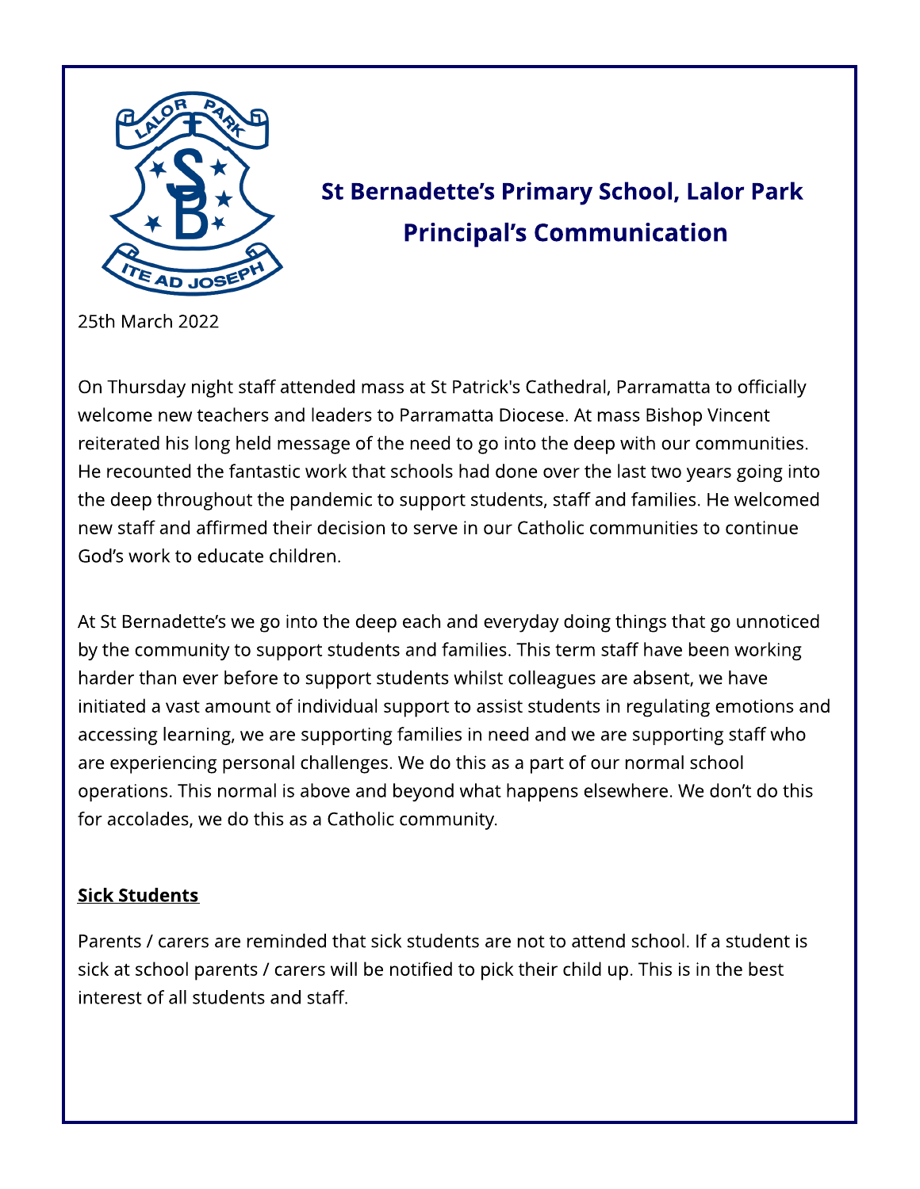# St Bernadette's Primary School, Lalor Park
# Principal's Communication

25th March 2022

On Thursday night staff attended mass at St Patrick's Cathedral, Parramatta to officially welcome new teachers and leaders to Parramatta Diocese. At mass Bishop Vincent reiterated his long held message of the need to go into the deep with our communities. He recounted the fantastic work that schools had done over the last two years going into the deep throughout the pandemic to support students, staff and families. He welcomed new staff and affirmed their decision to serve in our Catholic communities to continue God's work to educate children.

At St Bernadette's we go into the deep each and everyday doing things that go unnoticed by the community to support students and families. This term staff have been working harder than ever before to support students whilst colleagues are absent, we have initiated a vast amount of individual support to assist students in regulating emotions and accessing learning, we are supporting families in need and we are supporting staff who are experiencing personal challenges. We do this as a part of our normal school operations. This normal is above and beyond what happens elsewhere. We don't do this for accolades, we do this as a Catholic community.

## Sick Students

Parents / carers are reminded that sick students are not to attend school. If a student is sick at school parents / carers will be notified to pick their child up. This is in the best interest of all students and staff.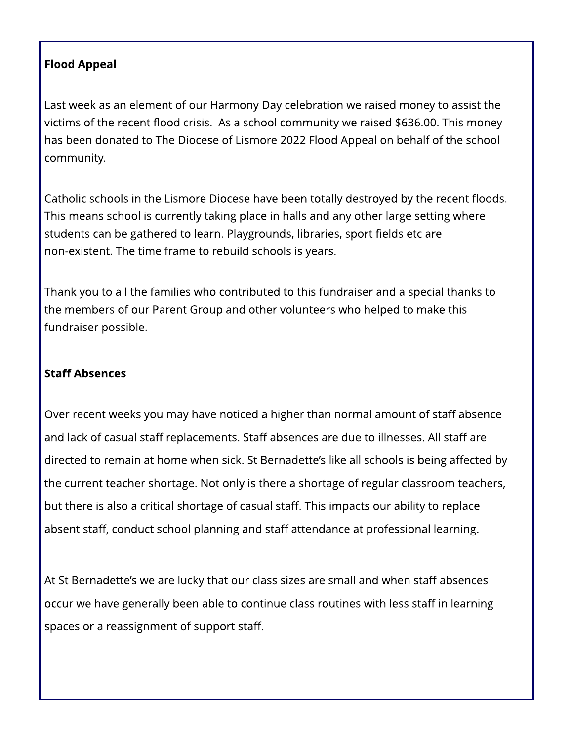**Flood Appeal**

Last week as an element of our Harmony Day celebration we raised money to assist the victims of the recent flood crisis.  As a school community we raised $636.00. This money has been donated to The Diocese of Lismore 2022 Flood Appeal on behalf of the school community.

Catholic schools in the Lismore Diocese have been totally destroyed by the recent floods. This means school is currently taking place in halls and any other large setting where students can be gathered to learn. Playgrounds, libraries, sport fields etc are non-existent. The time frame to rebuild schools is years.

Thank you to all the families who contributed to this fundraiser and a special thanks to the members of our Parent Group and other volunteers who helped to make this fundraiser possible.

**Staff Absences**

Over recent weeks you may have noticed a higher than normal amount of staff absence and lack of casual staff replacements. Staff absences are due to illnesses. All staff are directed to remain at home when sick. St Bernadette's like all schools is being affected by the current teacher shortage. Not only is there a shortage of regular classroom teachers, but there is also a critical shortage of casual staff. This impacts our ability to replace absent staff, conduct school planning and staff attendance at professional learning.

At St Bernadette's we are lucky that our class sizes are small and when staff absences occur we have generally been able to continue class routines with less staff in learning spaces or a reassignment of support staff.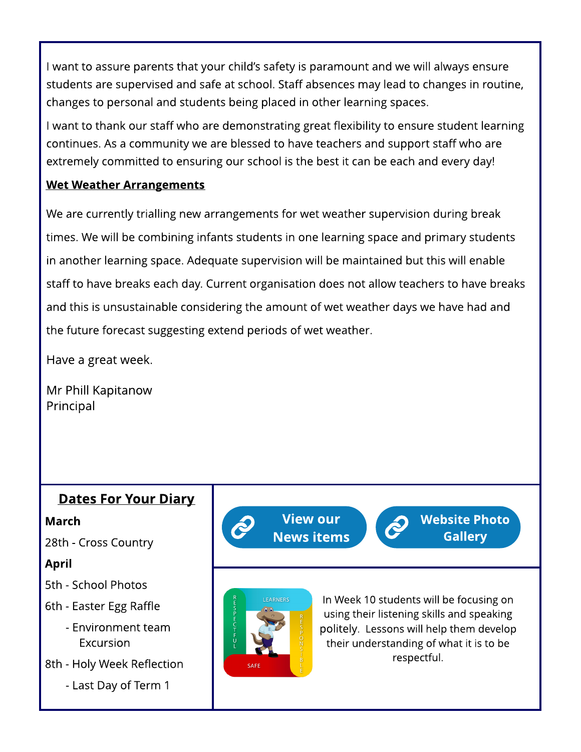I want to assure parents that your child's safety is paramount and we will always ensure students are supervised and safe at school. Staff absences may lead to changes in routine, changes to personal and students being placed in other learning spaces.

I want to thank our staff who are demonstrating great flexibility to ensure student learning continues. As a community we are blessed to have teachers and support staff who are extremely committed to ensuring our school is the best it can be each and every day!

**Wet Weather Arrangements**

We are currently trialling new arrangements for wet weather supervision during break times. We will be combining infants students in one learning space and primary students in another learning space. Adequate supervision will be maintained but this will enable staff to have breaks each day. Current organisation does not allow teachers to have breaks and this is unsustainable considering the amount of wet weather days we have had and the future forecast suggesting extend periods of wet weather.

Have a great week.

Mr Phill Kapitanow
Principal

## Dates For Your Diary

**March**

28th - Cross Country

**April**

5th - School Photos

6th - Easter Egg Raffle

- Environment team Excursion

8th - Holy Week Reflection

- Last Day of Term 1

View our News items

Website Photo Gallery

In Week 10 students will be focusing on using their listening skills and speaking politely. Lessons will help them develop their understanding of what it is to be respectful.